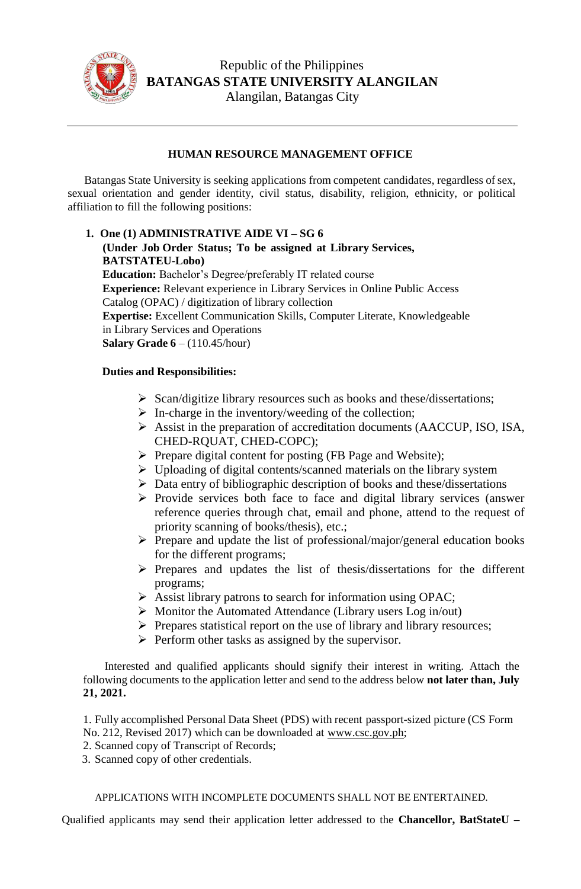Republic of the Philippines
**BATANGAS STATE UNIVERSITY ALANGILAN**
Alangilan, Batangas City

---

### HUMAN RESOURCE MANAGEMENT OFFICE

Batangas State University is seeking applications from competent candidates, regardless of sex, sexual orientation and gender identity, civil status, disability, religion, ethnicity, or political affiliation to fill the following positions:

1. **One (1) ADMINISTRATIVE AIDE VI – SG 6**
   **(Under Job Order Status; To be assigned at Library Services, BATSTATEU-Lobo)**
   **Education:** Bachelor's Degree/preferably IT related course
   **Experience:** Relevant experience in Library Services in Online Public Access Catalog (OPAC) / digitization of library collection
   **Expertise:** Excellent Communication Skills, Computer Literate, Knowledgeable in Library Services and Operations
   **Salary Grade 6** – (110.45/hour)

   **Duties and Responsibilities:**

   - Scan/digitize library resources such as books and these/dissertations;
   - In-charge in the inventory/weeding of the collection;
   - Assist in the preparation of accreditation documents (AACCUP, ISO, ISA, CHED-RQUAT, CHED-COPC);
   - Prepare digital content for posting (FB Page and Website);
   - Uploading of digital contents/scanned materials on the library system
   - Data entry of bibliographic description of books and these/dissertations
   - Provide services both face to face and digital library services (answer reference queries through chat, email and phone, attend to the request of priority scanning of books/thesis), etc.;
   - Prepare and update the list of professional/major/general education books for the different programs;
   - Prepares and updates the list of thesis/dissertations for the different programs;
   - Assist library patrons to search for information using OPAC;
   - Monitor the Automated Attendance (Library users Log in/out)
   - Prepares statistical report on the use of library and library resources;
   - Perform other tasks as assigned by the supervisor.

Interested and qualified applicants should signify their interest in writing. Attach the following documents to the application letter and send to the address below **not later than, July 21, 2021.**

1. Fully accomplished Personal Data Sheet (PDS) with recent passport-sized picture (CS Form No. 212, Revised 2017) which can be downloaded at www.csc.gov.ph;
2. Scanned copy of Transcript of Records;
3. Scanned copy of other credentials.

APPLICATIONS WITH INCOMPLETE DOCUMENTS SHALL NOT BE ENTERTAINED.

Qualified applicants may send their application letter addressed to the **Chancellor, BatStateU –**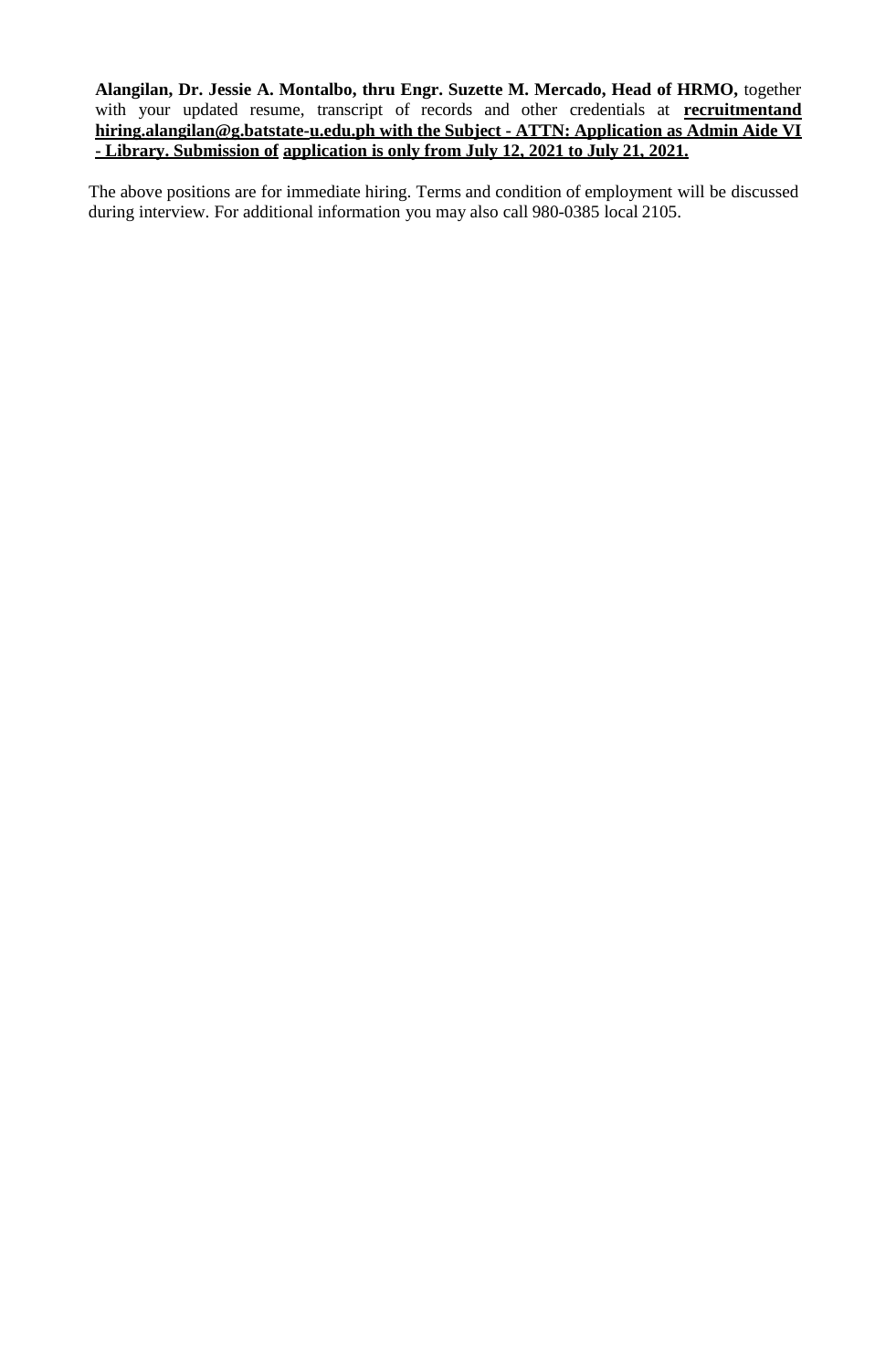**Alangilan, Dr. Jessie A. Montalbo, thru Engr. Suzette M. Mercado, Head of HRMO,** together with your updated resume, transcript of records and other credentials at **recruitmentand hiring.alangilan@g.batstate-u.edu.ph with the Subject - ATTN: Application as Admin Aide VI - Library. Submission of application is only from July 12, 2021 to July 21, 2021.**

The above positions are for immediate hiring. Terms and condition of employment will be discussed during interview. For additional information you may also call 980-0385 local 2105.